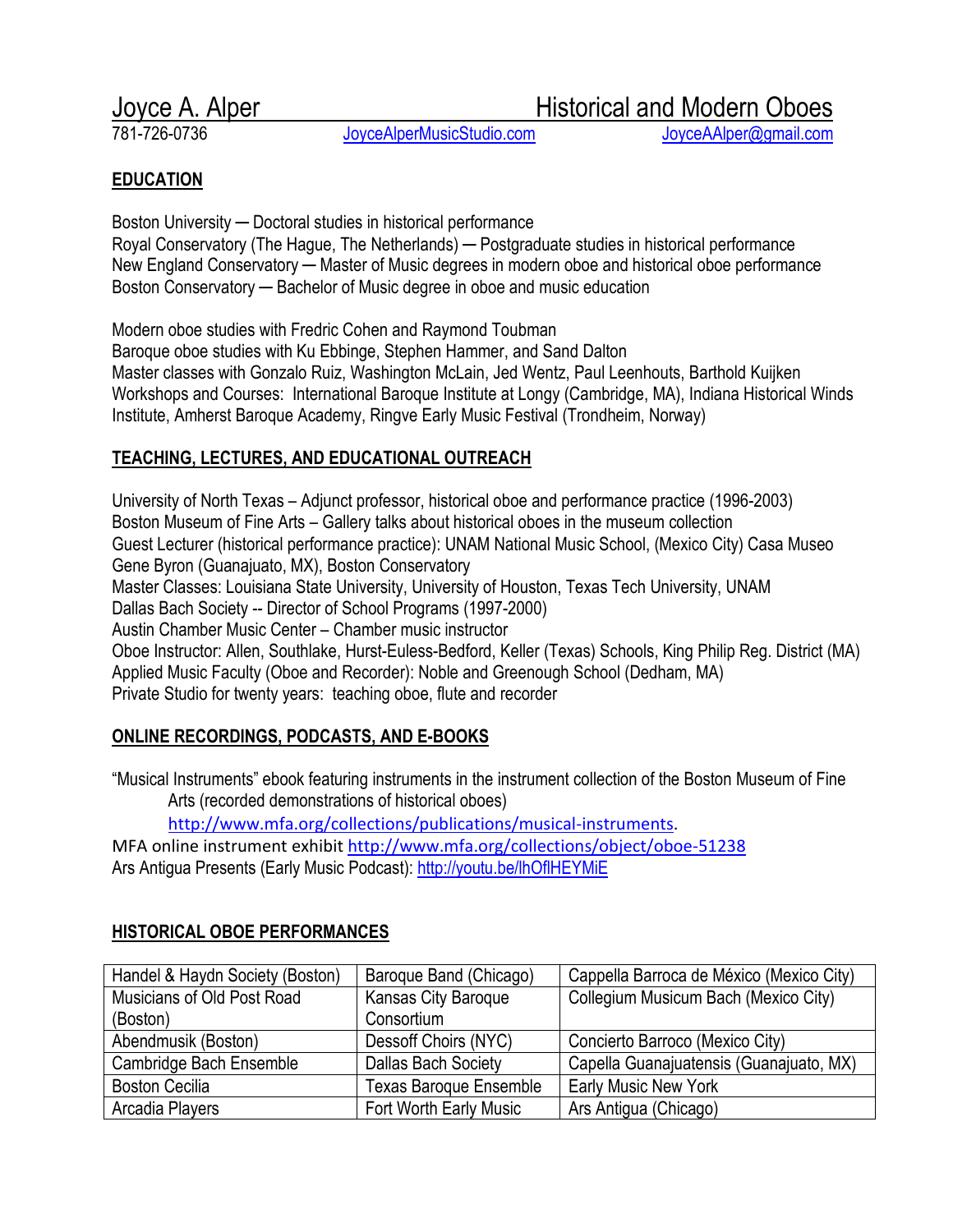# Joyce A. Alper — Historical and Modern Oboes

781-726-0736 | [JoyceAlperMusicStudio.com](JoyceAlperMusicStudio.com) | [JoyceAAlper@gmail.com](mailto:JoyceAAlper@gmail.com)

## EDUCATION

Boston University — Doctoral studies in historical performance
Royal Conservatory (The Hague, The Netherlands) — Postgraduate studies in historical performance
New England Conservatory — Master of Music degrees in modern oboe and historical oboe performance
Boston Conservatory — Bachelor of Music degree in oboe and music education

Modern oboe studies with Fredric Cohen and Raymond Toubman
Baroque oboe studies with Ku Ebbinge, Stephen Hammer, and Sand Dalton
Master classes with Gonzalo Ruiz, Washington McLain, Jed Wentz, Paul Leenhouts, Barthold Kuijken
Workshops and Courses: International Baroque Institute at Longy (Cambridge, MA), Indiana Historical Winds Institute, Amherst Baroque Academy, Ringve Early Music Festival (Trondheim, Norway)

## TEACHING, LECTURES, AND EDUCATIONAL OUTREACH

University of North Texas – Adjunct professor, historical oboe and performance practice (1996-2003)
Boston Museum of Fine Arts – Gallery talks about historical oboes in the museum collection
Guest Lecturer (historical performance practice): UNAM National Music School, (Mexico City) Casa Museo Gene Byron (Guanajuato, MX), Boston Conservatory
Master Classes: Louisiana State University, University of Houston, Texas Tech University, UNAM
Dallas Bach Society -- Director of School Programs (1997-2000)
Austin Chamber Music Center – Chamber music instructor
Oboe Instructor: Allen, Southlake, Hurst-Euless-Bedford, Keller (Texas) Schools, King Philip Reg. District (MA)
Applied Music Faculty (Oboe and Recorder): Noble and Greenough School (Dedham, MA)
Private Studio for twenty years: teaching oboe, flute and recorder

## ONLINE RECORDINGS, PODCASTS, AND E-BOOKS

"Musical Instruments" ebook featuring instruments in the instrument collection of the Boston Museum of Fine Arts (recorded demonstrations of historical oboes)
http://www.mfa.org/collections/publications/musical-instruments.
MFA online instrument exhibit http://www.mfa.org/collections/object/oboe-51238
Ars Antigua Presents (Early Music Podcast): http://youtu.be/lhOflHEYMiE

## HISTORICAL OBOE PERFORMANCES

| | | |
|---|---|---|
| Handel & Haydn Society (Boston) | Baroque Band (Chicago) | Cappella Barroca de México (Mexico City) |
| Musicians of Old Post Road (Boston) | Kansas City Baroque Consortium | Collegium Musicum Bach (Mexico City) |
| Abendmusik (Boston) | Dessoff Choirs (NYC) | Concierto Barroco (Mexico City) |
| Cambridge Bach Ensemble | Dallas Bach Society | Capella Guanajuatensis (Guanajuato, MX) |
| Boston Cecilia | Texas Baroque Ensemble | Early Music New York |
| Arcadia Players | Fort Worth Early Music | Ars Antigua (Chicago) |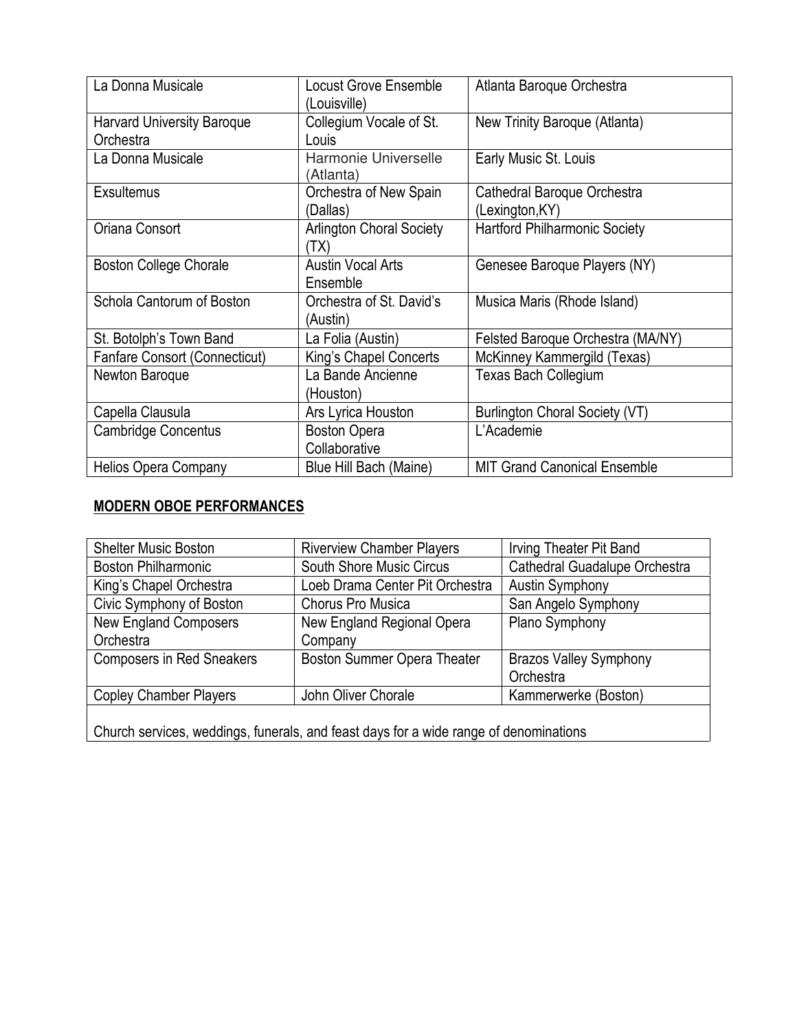| | | |
|---|---|---|
| La Donna Musicale | Locust Grove Ensemble (Louisville) | Atlanta Baroque Orchestra |
| Harvard University Baroque Orchestra | Collegium Vocale of St. Louis | New Trinity Baroque (Atlanta) |
| La Donna Musicale | Harmonie Universelle (Atlanta) | Early Music St. Louis |
| Exsultemus | Orchestra of New Spain (Dallas) | Cathedral Baroque Orchestra (Lexington,KY) |
| Oriana Consort | Arlington Choral Society (TX) | Hartford Philharmonic Society |
| Boston College Chorale | Austin Vocal Arts Ensemble | Genesee Baroque Players (NY) |
| Schola Cantorum of Boston | Orchestra of St. David's (Austin) | Musica Maris (Rhode Island) |
| St. Botolph's Town Band | La Folia (Austin) | Felsted Baroque Orchestra (MA/NY) |
| Fanfare Consort (Connecticut) | King's Chapel Concerts | McKinney Kammergild (Texas) |
| Newton Baroque | La Bande Ancienne (Houston) | Texas Bach Collegium |
| Capella Clausula | Ars Lyrica Houston | Burlington Choral Society (VT) |
| Cambridge Concentus | Boston Opera Collaborative | L'Academie |
| Helios Opera Company | Blue Hill Bach (Maine) | MIT Grand Canonical Ensemble |

## MODERN OBOE PERFORMANCES

| | | |
|---|---|---|
| Shelter Music Boston | Riverview Chamber Players | Irving Theater Pit Band |
| Boston Philharmonic | South Shore Music Circus | Cathedral Guadalupe Orchestra |
| King's Chapel Orchestra | Loeb Drama Center Pit Orchestra | Austin Symphony |
| Civic Symphony of Boston | Chorus Pro Musica | San Angelo Symphony |
| New England Composers Orchestra | New England Regional Opera Company | Plano Symphony |
| Composers in Red Sneakers | Boston Summer Opera Theater | Brazos Valley Symphony Orchestra |
| Copley Chamber Players | John Oliver Chorale | Kammerwerke (Boston) |
| Church services, weddings, funerals, and feast days for a wide range of denominations | | |